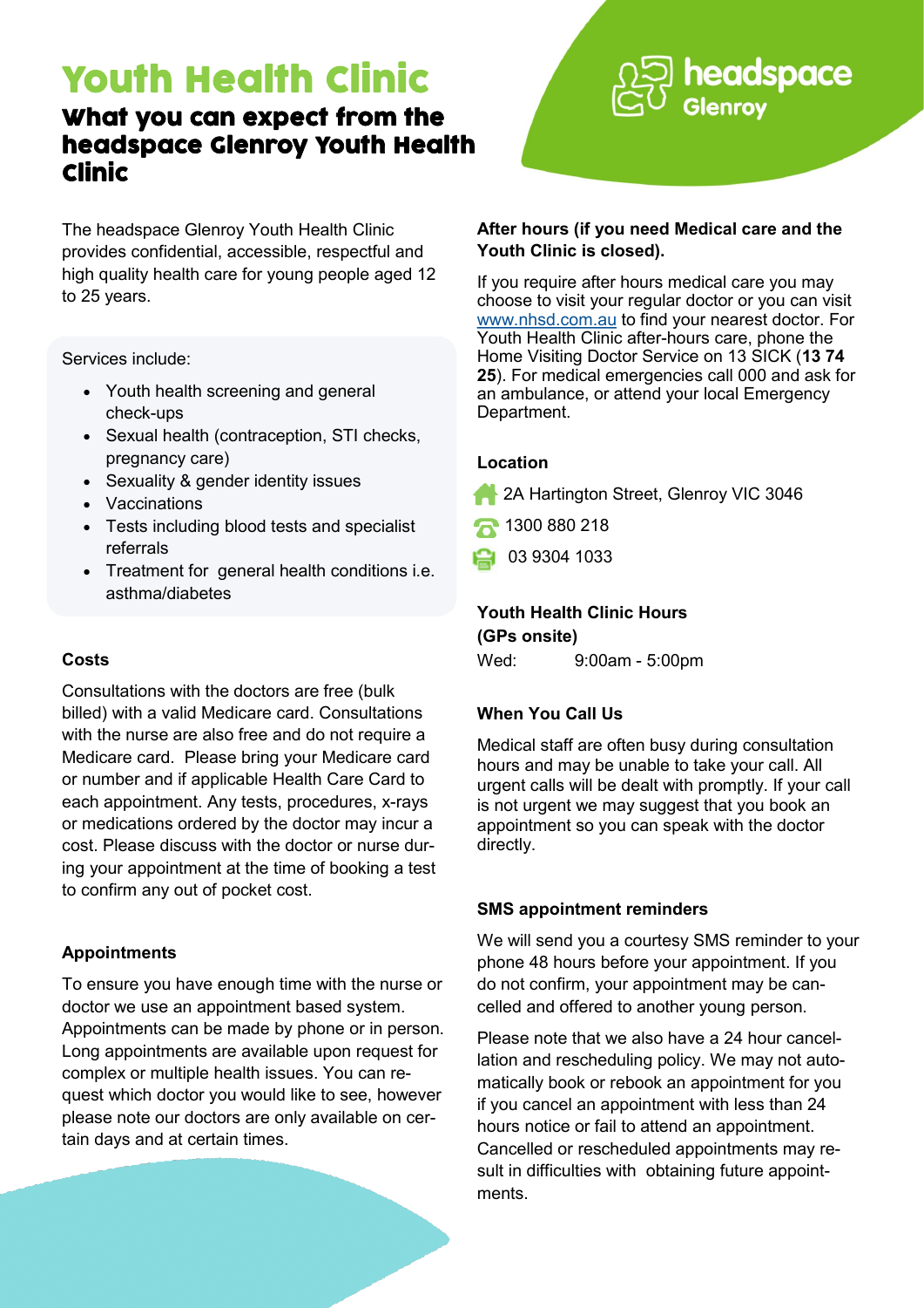# Youth Health Clinic

## What you can expect from the headspace Glenroy Youth Health Clinic

headspace Glenroy

The headspace Glenroy Youth Health Clinic provides confidential, accessible, respectful and high quality health care for young people aged 12 to 25 years.

Services include:

- Youth health screening and general check-ups
- Sexual health (contraception, STI checks, pregnancy care)
- Sexuality & gender identity issues
- Vaccinations
- Tests including blood tests and specialist referrals
- Treatment for general health conditions i.e. asthma/diabetes

**Costs**

Consultations with the doctors are free (bulk billed) with a valid Medicare card. Consultations with the nurse are also free and do not require a Medicare card. Please bring your Medicare card or number and if applicable Health Care Card to each appointment. Any tests, procedures, x-rays or medications ordered by the doctor may incur a cost. Please discuss with the doctor or nurse during your appointment at the time of booking a test to confirm any out of pocket cost.

**Appointments**

To ensure you have enough time with the nurse or doctor we use an appointment based system. Appointments can be made by phone or in person. Long appointments are available upon request for complex or multiple health issues. You can request which doctor you would like to see, however please note our doctors are only available on certain days and at certain times.

**After hours (if you need Medical care and the Youth Clinic is closed).**

If you require after hours medical care you may choose to visit your regular doctor or you can visit www.nhsd.com.au to find your nearest doctor. For Youth Health Clinic after-hours care, phone the Home Visiting Doctor Service on 13 SICK (**13 74 25**). For medical emergencies call 000 and ask for an ambulance, or attend your local Emergency Department.

**Location**

2A Hartington Street, Glenroy VIC 3046

1300 880 218

03 9304 1033

**Youth Health Clinic Hours (GPs onsite)**

Wed: 9:00am - 5:00pm

**When You Call Us**

Medical staff are often busy during consultation hours and may be unable to take your call. All urgent calls will be dealt with promptly. If your call is not urgent we may suggest that you book an appointment so you can speak with the doctor directly.

**SMS appointment reminders**

We will send you a courtesy SMS reminder to your phone 48 hours before your appointment. If you do not confirm, your appointment may be cancelled and offered to another young person.

Please note that we also have a 24 hour cancellation and rescheduling policy. We may not automatically book or rebook an appointment for you if you cancel an appointment with less than 24 hours notice or fail to attend an appointment. Cancelled or rescheduled appointments may result in difficulties with obtaining future appointments.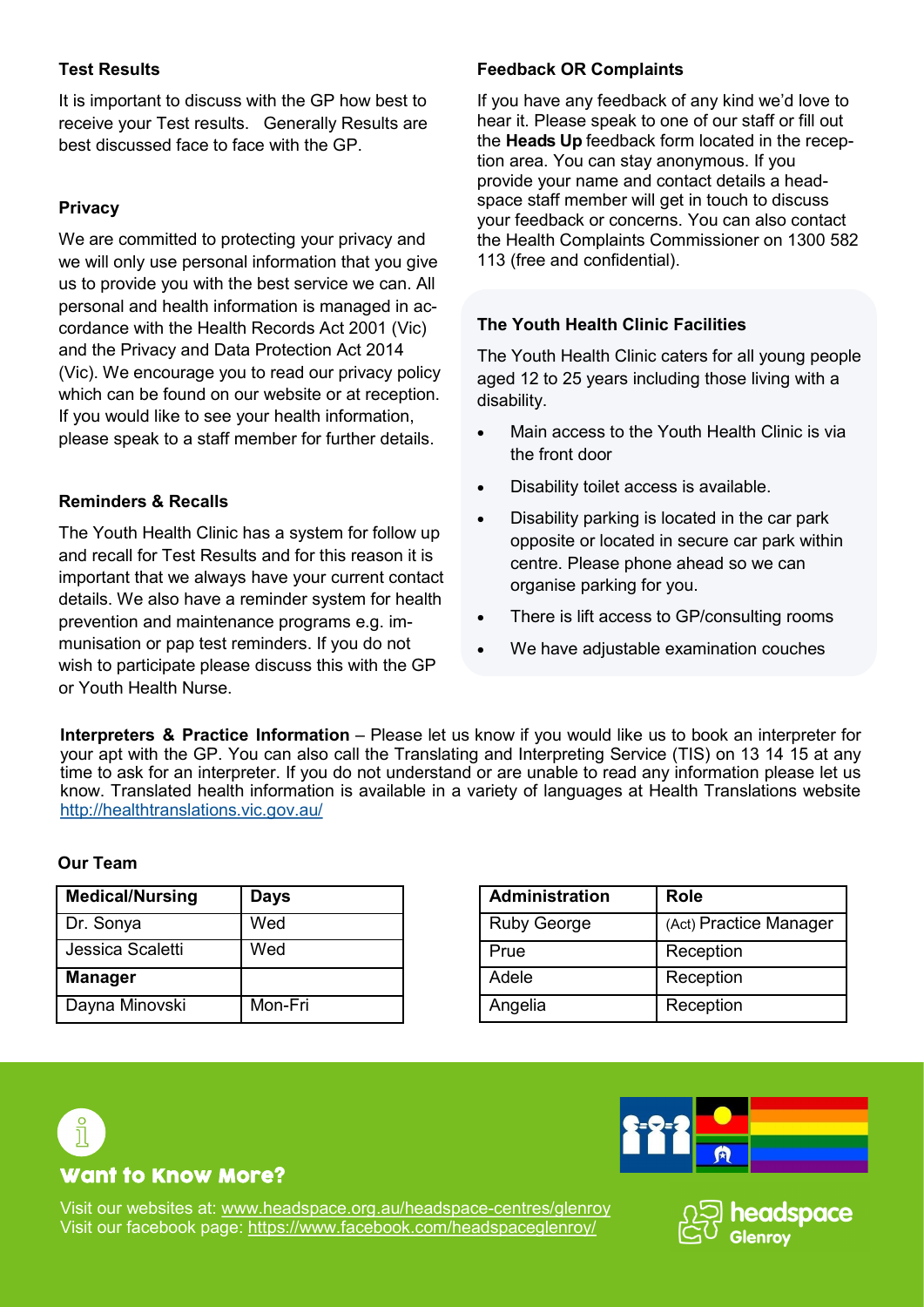### Test Results

It is important to discuss with the GP how best to receive your Test results. Generally Results are best discussed face to face with the GP.

### Privacy

We are committed to protecting your privacy and we will only use personal information that you give us to provide you with the best service we can. All personal and health information is managed in accordance with the Health Records Act 2001 (Vic) and the Privacy and Data Protection Act 2014 (Vic). We encourage you to read our privacy policy which can be found on our website or at reception. If you would like to see your health information, please speak to a staff member for further details.

### Reminders & Recalls

The Youth Health Clinic has a system for follow up and recall for Test Results and for this reason it is important that we always have your current contact details. We also have a reminder system for health prevention and maintenance programs e.g. immunisation or pap test reminders. If you do not wish to participate please discuss this with the GP or Youth Health Nurse.

### Feedback OR Complaints

If you have any feedback of any kind we'd love to hear it. Please speak to one of our staff or fill out the **Heads Up** feedback form located in the reception area. You can stay anonymous. If you provide your name and contact details a headspace staff member will get in touch to discuss your feedback or concerns. You can also contact the Health Complaints Commissioner on 1300 582 113 (free and confidential).

### The Youth Health Clinic Facilities

The Youth Health Clinic caters for all young people aged 12 to 25 years including those living with a disability.

- Main access to the Youth Health Clinic is via the front door
- Disability toilet access is available.
- Disability parking is located in the car park opposite or located in secure car park within centre. Please phone ahead so we can organise parking for you.
- There is lift access to GP/consulting rooms
- We have adjustable examination couches

**Interpreters & Practice Information** – Please let us know if you would like us to book an interpreter for your apt with the GP. You can also call the Translating and Interpreting Service (TIS) on 13 14 15 at any time to ask for an interpreter. If you do not understand or are unable to read any information please let us know. Translated health information is available in a variety of languages at Health Translations website http://healthtranslations.vic.gov.au/

### Our Team

| Medical/Nursing | Days |
|---|---|
| Dr. Sonya | Wed |
| Jessica Scaletti | Wed |
| **Manager** | |
| Dayna Minovski | Mon-Fri |

| Administration | Role |
|---|---|
| Ruby George | (Act) Practice Manager |
| Prue | Reception |
| Adele | Reception |
| Angelia | Reception |

## Want to Know More?

Visit our websites at: www.headspace.org.au/headspace-centres/glenroy
Visit our facebook page: https://www.facebook.com/headspaceglenroy/

headspace Glenroy